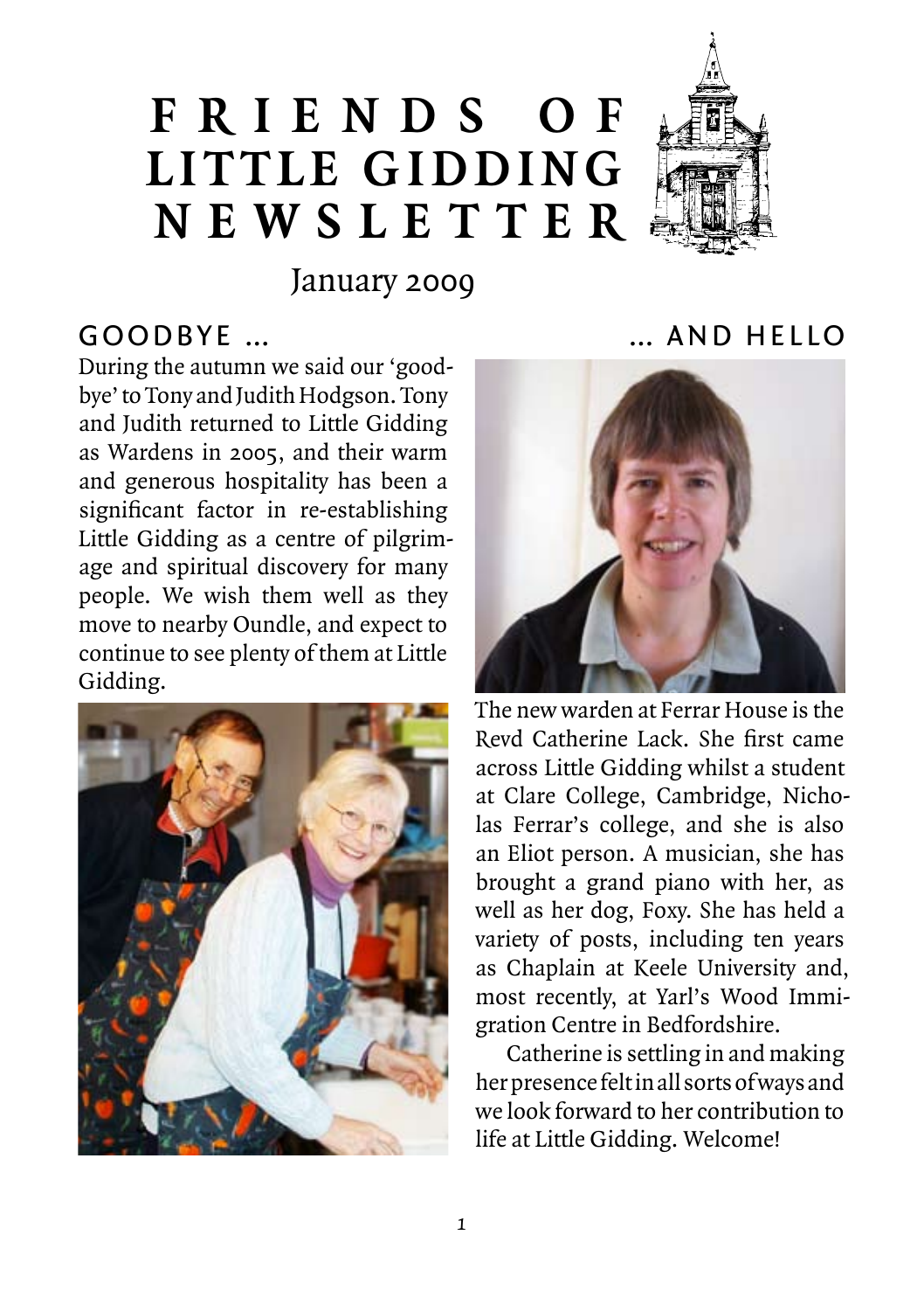# FRIENDS OF LITTLE GIDDING NEWSLETTER

January 2009

## GOODBYE …

During the autumn we said our 'goodbye' to Tony and Judith Hodgson. Tony and Judith returned to Little Gidding as Wardens in 2005, and their warm and generous hospitality has been a significant factor in re-establishing Little Gidding as a centre of pilgrimage and spiritual discovery for many people. We wish them well as they move to nearby Oundle, and expect to continue to see plenty of them at Little Gidding.

## … AND HELLO

The new warden at Ferrar House is the Revd Catherine Lack. She first came across Little Gidding whilst a student at Clare College, Cambridge, Nicholas Ferrar's college, and she is also an Eliot person. A musician, she has brought a grand piano with her, as well as her dog, Foxy. She has held a variety of posts, including ten years as Chaplain at Keele University and, most recently, at Yarl's Wood Immigration Centre in Bedfordshire.

Catherine is settling in and making her presence felt in all sorts of ways and we look forward to her contribution to life at Little Gidding. Welcome!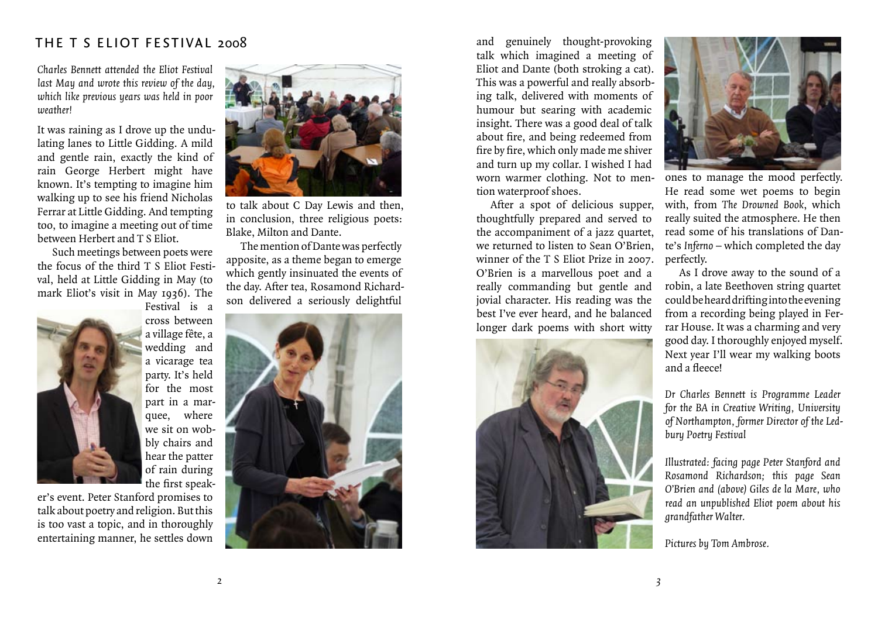# THE T S ELIOT FESTIVAL 2008

*Charles Bennett attended the Eliot Festival last May and wrote this review of the day, which like previous years was held in poor weather!*

It was raining as I drove up the undulating lanes to Little Gidding. A mild and gentle rain, exactly the kind of rain George Herbert might have known. It's tempting to imagine him walking up to see his friend Nicholas Ferrar at Little Gidding. And tempting too, to imagine a meeting out of time between Herbert and T S Eliot.

Such meetings between poets were the focus of the third T S Eliot Festival, held at Little Gidding in May (to mark Eliot's visit in May 1936). The Festival is a cross between a village fête, a wedding and a vicarage tea party. It's held for the most part in a marquee, where we sit on wobbly chairs and hear the patter of rain during the first speaker's event. Peter Stanford promises to talk about poetry and religion. But this is too vast a topic, and in thoroughly entertaining manner, he settles down to talk about C Day Lewis and then, in conclusion, three religious poets: Blake, Milton and Dante.

The mention of Dante was perfectly apposite, as a theme began to emerge which gently insinuated the events of the day. After tea, Rosamond Richardson delivered a seriously delightful and genuinely thought-provoking talk which imagined a meeting of Eliot and Dante (both stroking a cat). This was a powerful and really absorbing talk, delivered with moments of humour but searing with academic insight. There was a good deal of talk about fire, and being redeemed from fire by fire, which only made me shiver and turn up my collar. I wished I had worn warmer clothing. Not to mention waterproof shoes.

After a spot of delicious supper, thoughtfully prepared and served to the accompaniment of a jazz quartet, we returned to listen to Sean O'Brien, winner of the T S Eliot Prize in 2007. O'Brien is a marvellous poet and a really commanding but gentle and jovial character. His reading was the best I've ever heard, and he balanced longer dark poems with short witty ones to manage the mood perfectly. He read some wet poems to begin with, from *The Drowned Book*, which really suited the atmosphere. He then read some of his translations of Dante's *Inferno* – which completed the day perfectly.

As I drove away to the sound of a robin, a late Beethoven string quartet could be heard drifting into the evening from a recording being played in Ferrar House. It was a charming and very good day. I thoroughly enjoyed myself. Next year I'll wear my walking boots and a fleece!

*Dr Charles Bennett is Programme Leader for the BA in Creative Writing, University of Northampton, former Director of the Ledbury Poetry Festival*

*Illustrated: facing page Peter Stanford and Rosamond Richardson; this page Sean O'Brien and (above) Giles de la Mare, who read an unpublished Eliot poem about his grandfather Walter.*

*Pictures by Tom Ambrose.*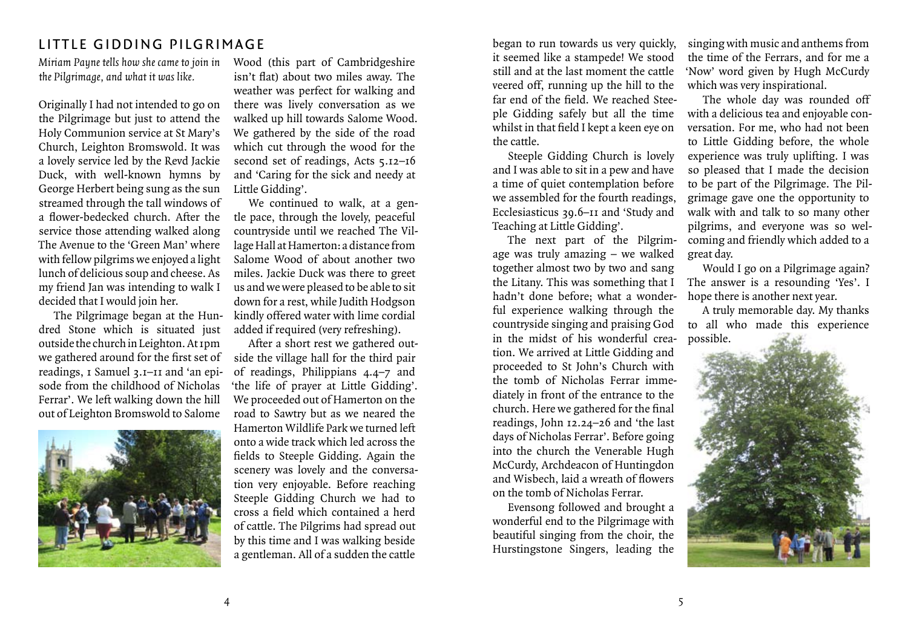## LITTLE GIDDING PILGRIMAGE

*Miriam Payne tells how she came to join in the Pilgrimage, and what it was like.*

Originally I had not intended to go on the Pilgrimage but just to attend the Holy Communion service at St Mary's Church, Leighton Bromswold. It was a lovely service led by the Revd Jackie Duck, with well-known hymns by George Herbert being sung as the sun streamed through the tall windows of a flower-bedecked church. After the service those attending walked along The Avenue to the 'Green Man' where with fellow pilgrims we enjoyed a light lunch of delicious soup and cheese. As my friend Jan was intending to walk I decided that I would join her.

The Pilgrimage began at the Hundred Stone which is situated just outside the church in Leighton. At 1pm we gathered around for the first set of readings, 1 Samuel 3.1–11 and 'an episode from the childhood of Nicholas Ferrar'. We left walking down the hill out of Leighton Bromswold to Salome Wood (this part of Cambridgeshire isn't flat) about two miles away. The weather was perfect for walking and there was lively conversation as we walked up hill towards Salome Wood. We gathered by the side of the road which cut through the wood for the second set of readings, Acts 5.12–16 and 'Caring for the sick and needy at Little Gidding'.

We continued to walk, at a gentle pace, through the lovely, peaceful countryside until we reached The Village Hall at Hamerton: a distance from Salome Wood of about another two miles. Jackie Duck was there to greet us and we were pleased to be able to sit down for a rest, while Judith Hodgson kindly offered water with lime cordial added if required (very refreshing).

After a short rest we gathered outside the village hall for the third pair of readings, Philippians 4.4–7 and 'the life of prayer at Little Gidding'. We proceeded out of Hamerton on the road to Sawtry but as we neared the Hamerton Wildlife Park we turned left onto a wide track which led across the fields to Steeple Gidding. Again the scenery was lovely and the conversation very enjoyable. Before reaching Steeple Gidding Church we had to cross a field which contained a herd of cattle. The Pilgrims had spread out by this time and I was walking beside a gentleman. All of a sudden the cattle began to run towards us very quickly, it seemed like a stampede! We stood still and at the last moment the cattle veered off, running up the hill to the far end of the field. We reached Steeple Gidding safely but all the time whilst in that field I kept a keen eye on the cattle.

Steeple Gidding Church is lovely and I was able to sit in a pew and have a time of quiet contemplation before we assembled for the fourth readings, Ecclesiasticus 39.6–11 and 'Study and Teaching at Little Gidding'.

The next part of the Pilgrimage was truly amazing – we walked together almost two by two and sang the Litany. This was something that I hadn't done before; what a wonderful experience walking through the countryside singing and praising God in the midst of his wonderful creation. We arrived at Little Gidding and proceeded to St John's Church with the tomb of Nicholas Ferrar immediately in front of the entrance to the church. Here we gathered for the final readings, John 12.24–26 and 'the last days of Nicholas Ferrar'. Before going into the church the Venerable Hugh McCurdy, Archdeacon of Huntingdon and Wisbech, laid a wreath of flowers on the tomb of Nicholas Ferrar.

Evensong followed and brought a wonderful end to the Pilgrimage with beautiful singing from the choir, the Hurstingstone Singers, leading the singing with music and anthems from the time of the Ferrars, and for me a 'Now' word given by Hugh McCurdy which was very inspirational.

The whole day was rounded off with a delicious tea and enjoyable conversation. For me, who had not been to Little Gidding before, the whole experience was truly uplifting. I was so pleased that I made the decision to be part of the Pilgrimage. The Pilgrimage gave one the opportunity to walk with and talk to so many other pilgrims, and everyone was so welcoming and friendly which added to a great day.

Would I go on a Pilgrimage again? The answer is a resounding 'Yes'. I hope there is another next year.

A truly memorable day. My thanks to all who made this experience possible.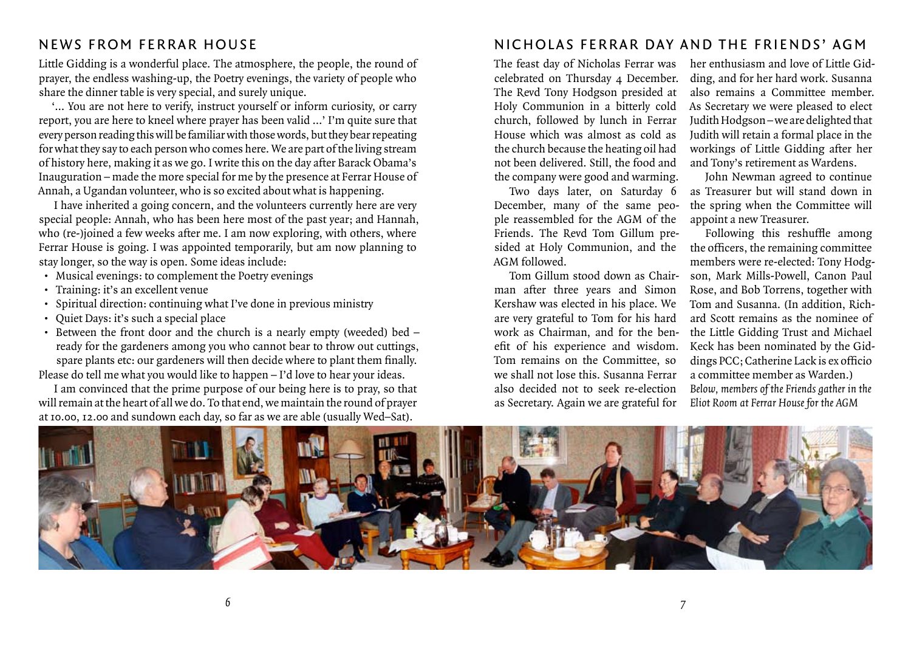## NEWS FROM FERRAR HOUSE

Little Gidding is a wonderful place. The atmosphere, the people, the round of prayer, the endless washing-up, the Poetry evenings, the variety of people who share the dinner table is very special, and surely unique.

'... You are not here to verify, instruct yourself or inform curiosity, or carry report, you are here to kneel where prayer has been valid ...' I'm quite sure that every person reading this will be familiar with those words, but they bear repeating for what they say to each person who comes here. We are part of the living stream of history here, making it as we go. I write this on the day after Barack Obama's Inauguration – made the more special for me by the presence at Ferrar House of Annah, a Ugandan volunteer, who is so excited about what is happening.

I have inherited a going concern, and the volunteers currently here are very special people: Annah, who has been here most of the past year; and Hannah, who (re-)joined a few weeks after me. I am now exploring, with others, where Ferrar House is going. I was appointed temporarily, but am now planning to stay longer, so the way is open. Some ideas include:

- Musical evenings: to complement the Poetry evenings
- Training: it's an excellent venue
- Spiritual direction: continuing what I've done in previous ministry
- Quiet Days: it's such a special place
- Between the front door and the church is a nearly empty (weeded) bed – ready for the gardeners among you who cannot bear to throw out cuttings, spare plants etc: our gardeners will then decide where to plant them finally.

Please do tell me what you would like to happen – I'd love to hear your ideas.

I am convinced that the prime purpose of our being here is to pray, so that will remain at the heart of all we do. To that end, we maintain the round of prayer at 10.00, 12.00 and sundown each day, so far as we are able (usually Wed–Sat).

## NICHOLAS FERRAR DAY AND THE FRIENDS' AGM

The feast day of Nicholas Ferrar was celebrated on Thursday 4 December. The Revd Tony Hodgson presided at Holy Communion in a bitterly cold church, followed by lunch in Ferrar House which was almost as cold as the church because the heating oil had not been delivered. Still, the food and the company were good and warming.

Two days later, on Saturday 6 December, many of the same people reassembled for the AGM of the Friends. The Revd Tom Gillum presided at Holy Communion, and the AGM followed.

Tom Gillum stood down as Chairman after three years and Simon Kershaw was elected in his place. We are very grateful to Tom for his hard work as Chairman, and for the benefit of his experience and wisdom. Tom remains on the Committee, so we shall not lose this. Susanna Ferrar also decided not to seek re-election as Secretary. Again we are grateful for her enthusiasm and love of Little Gidding, and for her hard work. Susanna also remains a Committee member. As Secretary we were pleased to elect Judith Hodgson – we are delighted that Judith will retain a formal place in the workings of Little Gidding after her and Tony's retirement as Wardens.

John Newman agreed to continue as Treasurer but will stand down in the spring when the Committee will appoint a new Treasurer.

Following this reshuffle among the officers, the remaining committee members were re-elected: Tony Hodgson, Mark Mills-Powell, Canon Paul Rose, and Bob Torrens, together with Tom and Susanna. (In addition, Richard Scott remains as the nominee of the Little Gidding Trust and Michael Keck has been nominated by the Giddings PCC; Catherine Lack is ex officio a committee member as Warden.)

*Below, members of the Friends gather in the Eliot Room at Ferrar House for the AGM*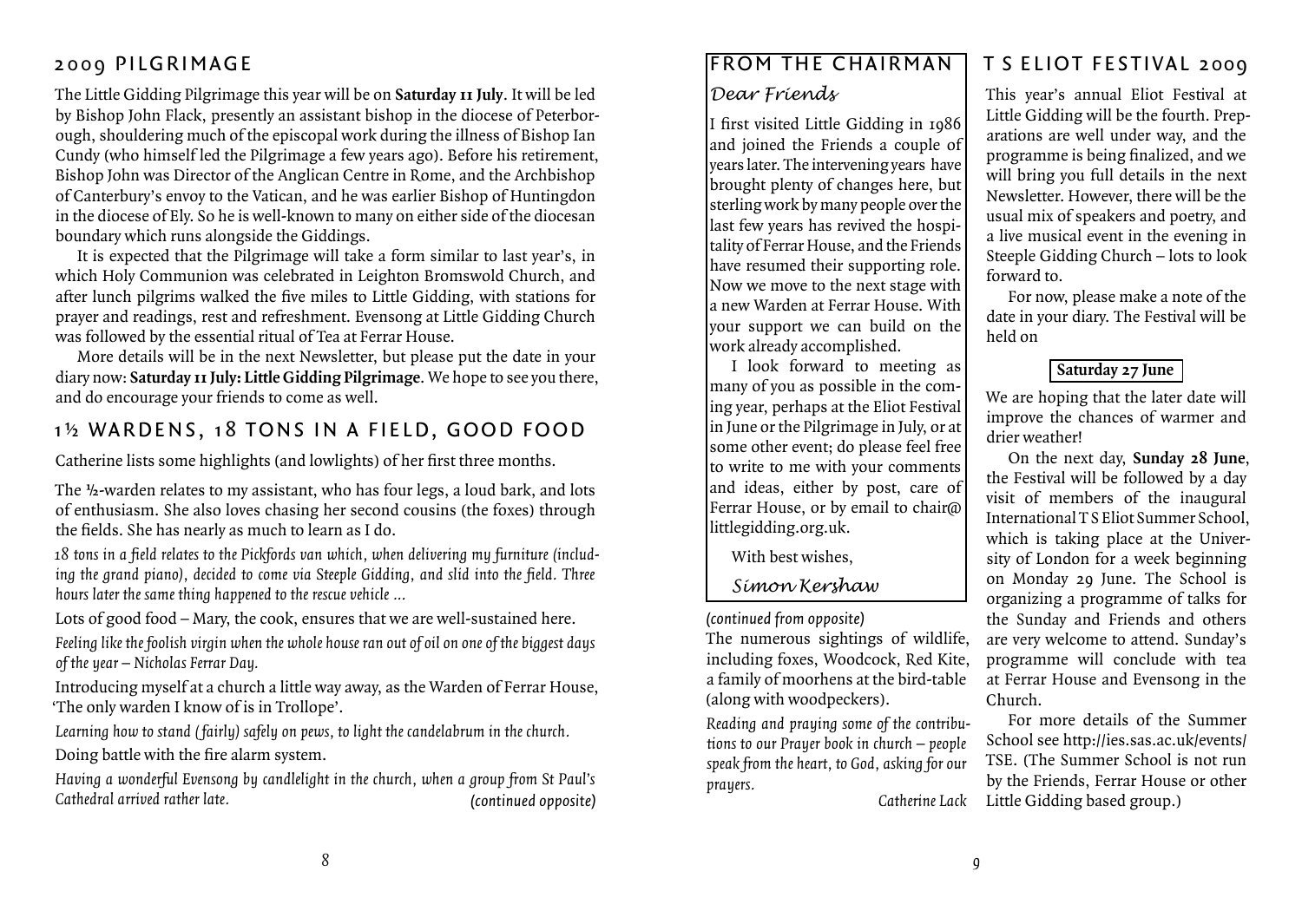## 2009 PILGRIMAGE

The Little Gidding Pilgrimage this year will be on **Saturday 11 July**. It will be led by Bishop John Flack, presently an assistant bishop in the diocese of Peterborough, shouldering much of the episcopal work during the illness of Bishop Ian Cundy (who himself led the Pilgrimage a few years ago). Before his retirement, Bishop John was Director of the Anglican Centre in Rome, and the Archbishop of Canterbury's envoy to the Vatican, and he was earlier Bishop of Huntingdon in the diocese of Ely. So he is well-known to many on either side of the diocesan boundary which runs alongside the Giddings.

It is expected that the Pilgrimage will take a form similar to last year's, in which Holy Communion was celebrated in Leighton Bromswold Church, and after lunch pilgrims walked the five miles to Little Gidding, with stations for prayer and readings, rest and refreshment. Evensong at Little Gidding Church was followed by the essential ritual of Tea at Ferrar House.

More details will be in the next Newsletter, but please put the date in your diary now: **Saturday 11 July: Little Gidding Pilgrimage**. We hope to see you there, and do encourage your friends to come as well.

## 1½ WARDENS, 18 TONS IN A FIELD, GOOD FOOD

Catherine lists some highlights (and lowlights) of her first three months.

The ½-warden relates to my assistant, who has four legs, a loud bark, and lots of enthusiasm. She also loves chasing her second cousins (the foxes) through the fields. She has nearly as much to learn as I do.

*18 tons in a field relates to the Pickfords van which, when delivering my furniture (including the grand piano), decided to come via Steeple Gidding, and slid into the field. Three hours later the same thing happened to the rescue vehicle ...*

Lots of good food – Mary, the cook, ensures that we are well-sustained here.

*Feeling like the foolish virgin when the whole house ran out of oil on one of the biggest days of the year – Nicholas Ferrar Day.*

Introducing myself at a church a little way away, as the Warden of Ferrar House, 'The only warden I know of is in Trollope'.

*Learning how to stand (fairly) safely on pews, to light the candelabrum in the church.*

Doing battle with the fire alarm system.

*Having a wonderful Evensong by candlelight in the church, when a group from St Paul's Cathedral arrived rather late.*

The numerous sightings of wildlife, including foxes, Woodcock, Red Kite, a family of moorhens at the bird-table (along with woodpeckers).

*Reading and praying some of the contributions to our Prayer book in church – people speak from the heart, to God, asking for our prayers.*

*Catherine Lack*

## FROM THE CHAIRMAN

*Dear Friends*

I first visited Little Gidding in 1986 and joined the Friends a couple of years later. The intervening years have brought plenty of changes here, but sterling work by many people over the last few years has revived the hospitality of Ferrar House, and the Friends have resumed their supporting role. Now we move to the next stage with a new Warden at Ferrar House. With your support we can build on the work already accomplished.

I look forward to meeting as many of you as possible in the coming year, perhaps at the Eliot Festival in June or the Pilgrimage in July, or at some other event; do please feel free to write to me with your comments and ideas, either by post, care of Ferrar House, or by email to chair@littlegidding.org.uk.

With best wishes,

*Simon Kershaw*

## T S ELIOT FESTIVAL 2009

This year's annual Eliot Festival at Little Gidding will be the fourth. Preparations are well under way, and the programme is being finalized, and we will bring you full details in the next Newsletter. However, there will be the usual mix of speakers and poetry, and a live musical event in the evening in Steeple Gidding Church – lots to look forward to.

For now, please make a note of the date in your diary. The Festival will be held on

**Saturday 27 June**

We are hoping that the later date will improve the chances of warmer and drier weather!

On the next day, **Sunday 28 June**, the Festival will be followed by a day visit of members of the inaugural International T S Eliot Summer School, which is taking place at the University of London for a week beginning on Monday 29 June. The School is organizing a programme of talks for the Sunday and Friends and others are very welcome to attend. Sunday's programme will conclude with tea at Ferrar House and Evensong in the Church.

For more details of the Summer School see http://ies.sas.ac.uk/events/TSE. (The Summer School is not run by the Friends, Ferrar House or other Little Gidding based group.)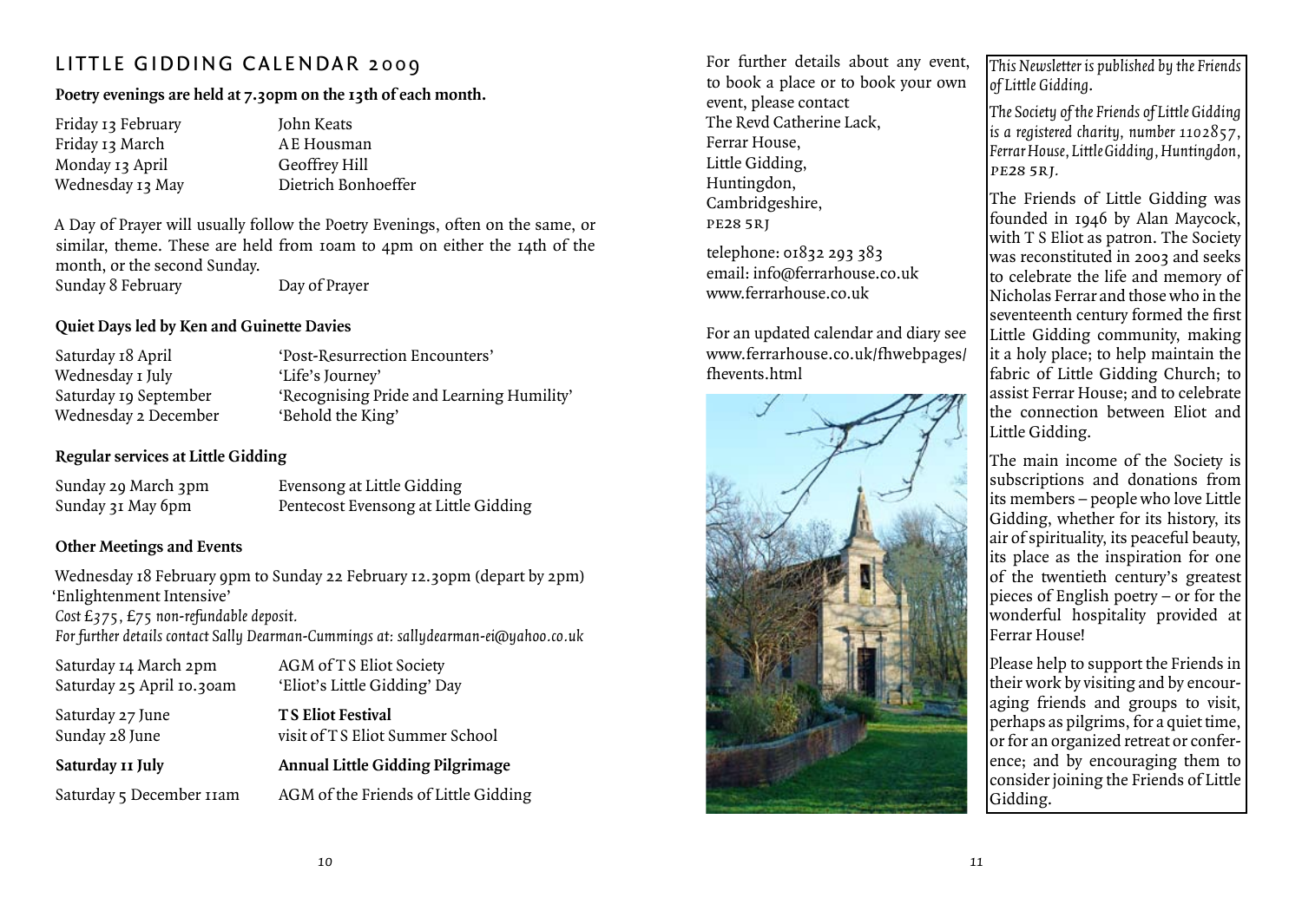## LITTLE GIDDING CALENDAR 2009

**Poetry evenings are held at 7.30pm on the 13th of each month.**

| | |
|---|---|
| Friday 13 February | John Keats |
| Friday 13 March | A E Housman |
| Monday 13 April | Geoffrey Hill |
| Wednesday 13 May | Dietrich Bonhoeffer |

A Day of Prayer will usually follow the Poetry Evenings, often on the same, or similar, theme. These are held from 10am to 4pm on either the 14th of the month, or the second Sunday.

Sunday 8 February — Day of Prayer

### Quiet Days led by Ken and Guinette Davies

| | |
|---|---|
| Saturday 18 April | 'Post-Resurrection Encounters' |
| Wednesday 1 July | 'Life's Journey' |
| Saturday 19 September | 'Recognising Pride and Learning Humility' |
| Wednesday 2 December | 'Behold the King' |

### Regular services at Little Gidding

| | |
|---|---|
| Sunday 29 March 3pm | Evensong at Little Gidding |
| Sunday 31 May 6pm | Pentecost Evensong at Little Gidding |

### Other Meetings and Events

Wednesday 18 February 9pm to Sunday 22 February 12.30pm (depart by 2pm)
'Enlightenment Intensive'
*Cost £375, £75 non-refundable deposit.*
*For further details contact Sally Dearman-Cummings at: sallydearman-ei@yahoo.co.uk*

| | |
|---|---|
| Saturday 14 March 2pm | AGM of T S Eliot Society |
| Saturday 25 April 10.30am | 'Eliot's Little Gidding' Day |
| Saturday 27 June | **T S Eliot Festival** |
| Sunday 28 June | visit of T S Eliot Summer School |
| **Saturday 11 July** | **Annual Little Gidding Pilgrimage** |
| Saturday 5 December 11am | AGM of the Friends of Little Gidding |

For further details about any event, to book a place or to book your own event, please contact
The Revd Catherine Lack,
Ferrar House,
Little Gidding,
Huntingdon,
Cambridgeshire,
PE28 5RJ

telephone: 01832 293 383
email: info@ferrarhouse.co.uk
www.ferrarhouse.co.uk

For an updated calendar and diary see www.ferrarhouse.co.uk/fhwebpages/fhevents.html

*This Newsletter is published by the Friends of Little Gidding.*

*The Society of the Friends of Little Gidding is a registered charity, number 1102857, Ferrar House, Little Gidding, Huntingdon, PE28 5RJ.*

The Friends of Little Gidding was founded in 1946 by Alan Maycock, with T S Eliot as patron. The Society was reconstituted in 2003 and seeks to celebrate the life and memory of Nicholas Ferrar and those who in the seventeenth century formed the first Little Gidding community, making it a holy place; to help maintain the fabric of Little Gidding Church; to assist Ferrar House; and to celebrate the connection between Eliot and Little Gidding.

The main income of the Society is subscriptions and donations from its members – people who love Little Gidding, whether for its history, its air of spirituality, its peaceful beauty, its place as the inspiration for one of the twentieth century's greatest pieces of English poetry – or for the wonderful hospitality provided at Ferrar House!

Please help to support the Friends in their work by visiting and by encouraging friends and groups to visit, perhaps as pilgrims, for a quiet time, or for an organized retreat or conference; and by encouraging them to consider joining the Friends of Little Gidding.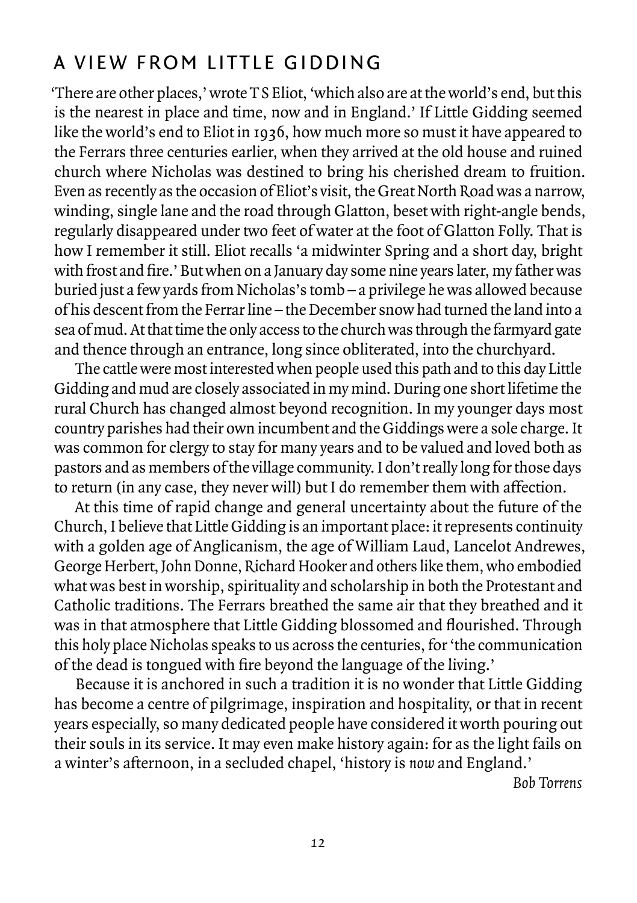## A VIEW FROM LITTLE GIDDING

'There are other places,' wrote T S Eliot, 'which also are at the world's end, but this is the nearest in place and time, now and in England.' If Little Gidding seemed like the world's end to Eliot in 1936, how much more so must it have appeared to the Ferrars three centuries earlier, when they arrived at the old house and ruined church where Nicholas was destined to bring his cherished dream to fruition. Even as recently as the occasion of Eliot's visit, the Great North Road was a narrow, winding, single lane and the road through Glatton, beset with right-angle bends, regularly disappeared under two feet of water at the foot of Glatton Folly. That is how I remember it still. Eliot recalls 'a midwinter Spring and a short day, bright with frost and fire.' But when on a January day some nine years later, my father was buried just a few yards from Nicholas's tomb – a privilege he was allowed because of his descent from the Ferrar line – the December snow had turned the land into a sea of mud. At that time the only access to the church was through the farmyard gate and thence through an entrance, long since obliterated, into the churchyard.

The cattle were most interested when people used this path and to this day Little Gidding and mud are closely associated in my mind. During one short lifetime the rural Church has changed almost beyond recognition. In my younger days most country parishes had their own incumbent and the Giddings were a sole charge. It was common for clergy to stay for many years and to be valued and loved both as pastors and as members of the village community. I don't really long for those days to return (in any case, they never will) but I do remember them with affection.

At this time of rapid change and general uncertainty about the future of the Church, I believe that Little Gidding is an important place: it represents continuity with a golden age of Anglicanism, the age of William Laud, Lancelot Andrewes, George Herbert, John Donne, Richard Hooker and others like them, who embodied what was best in worship, spirituality and scholarship in both the Protestant and Catholic traditions. The Ferrars breathed the same air that they breathed and it was in that atmosphere that Little Gidding blossomed and flourished. Through this holy place Nicholas speaks to us across the centuries, for 'the communication of the dead is tongued with fire beyond the language of the living.'

Because it is anchored in such a tradition it is no wonder that Little Gidding has become a centre of pilgrimage, inspiration and hospitality, or that in recent years especially, so many dedicated people have considered it worth pouring out their souls in its service. It may even make history again: for as the light fails on a winter's afternoon, in a secluded chapel, 'history is *now* and England.'

*Bob Torrens*